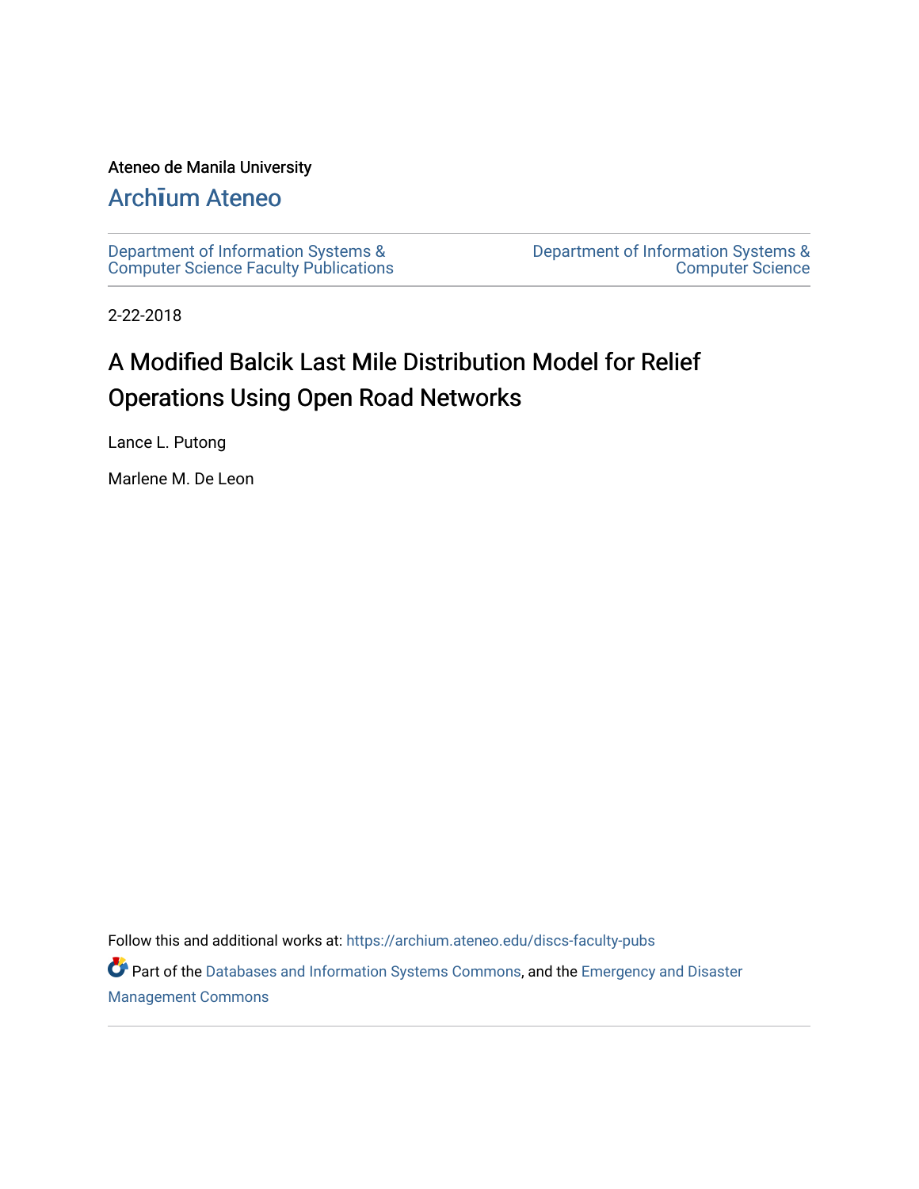Ateneo de Manila University

Archīum Ateneo

Department of Information Systems & Computer Science Faculty Publications

Department of Information Systems & Computer Science

2-22-2018

# A Modified Balcik Last Mile Distribution Model for Relief Operations Using Open Road Networks

Lance L. Putong

Marlene M. De Leon

Follow this and additional works at: https://archium.ateneo.edu/discs-faculty-pubs

Part of the Databases and Information Systems Commons, and the Emergency and Disaster Management Commons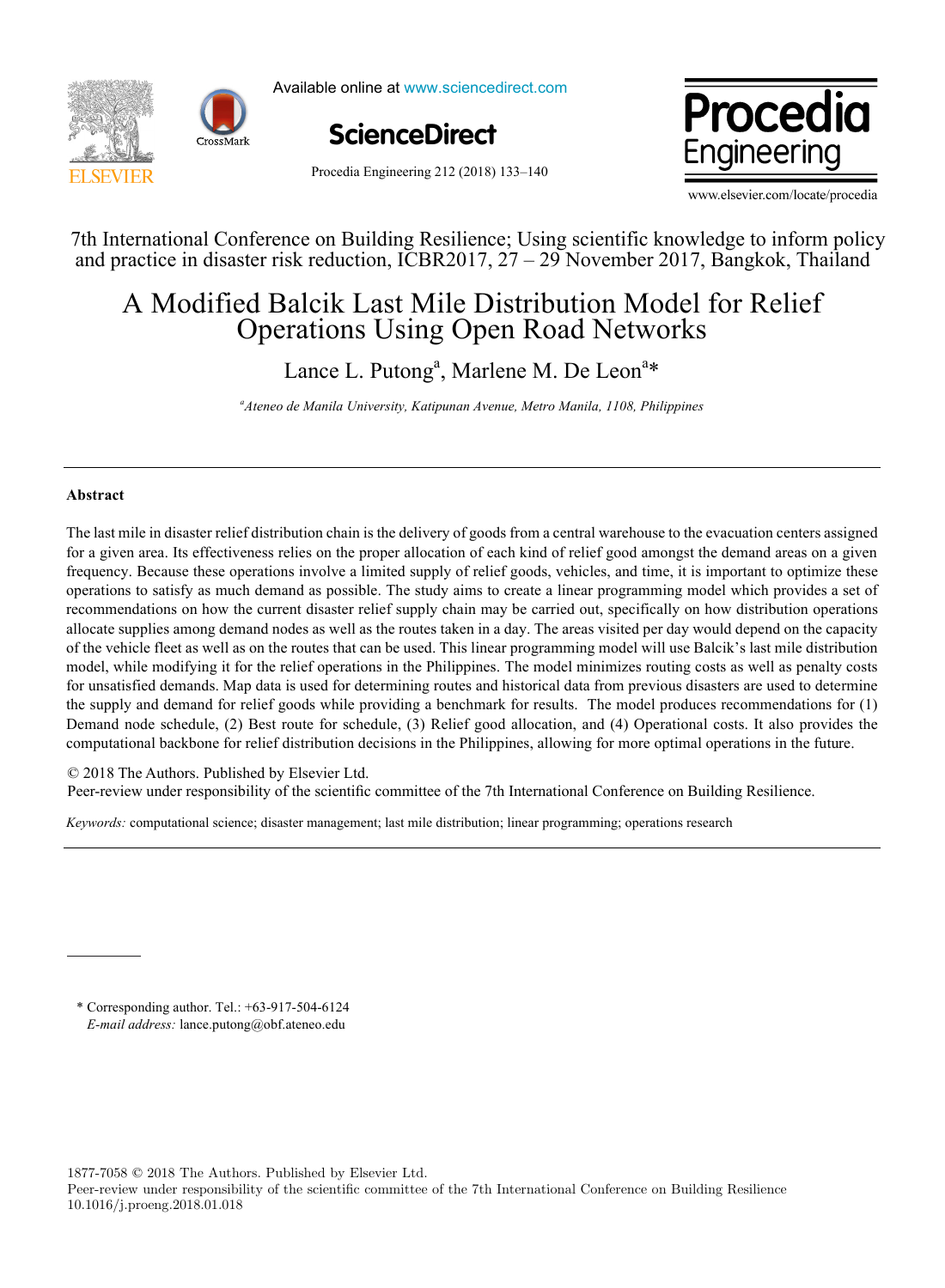7th International Conference on Building Resilience; Using scientific knowledge to inform policy and practice in disaster risk reduction, ICBR2017, 27 – 29 November 2017, Bangkok, Thailand

# A Modified Balcik Last Mile Distribution Model for Relief Operations Using Open Road Networks

Lance L. Putong[a], Marlene M. De Leon[a]*

[a]*Ateneo de Manila University, Katipunan Avenue, Metro Manila, 1108, Philippines*

---

## Abstract

The last mile in disaster relief distribution chain is the delivery of goods from a central warehouse to the evacuation centers assigned for a given area. Its effectiveness relies on the proper allocation of each kind of relief good amongst the demand areas on a given frequency. Because these operations involve a limited supply of relief goods, vehicles, and time, it is important to optimize these operations to satisfy as much demand as possible. The study aims to create a linear programming model which provides a set of recommendations on how the current disaster relief supply chain may be carried out, specifically on how distribution operations allocate supplies among demand nodes as well as the routes taken in a day. The areas visited per day would depend on the capacity of the vehicle fleet as well as on the routes that can be used. This linear programming model will use Balcik's last mile distribution model, while modifying it for the relief operations in the Philippines. The model minimizes routing costs as well as penalty costs for unsatisfied demands. Map data is used for determining routes and historical data from previous disasters are used to determine the supply and demand for relief goods while providing a benchmark for results. The model produces recommendations for (1) Demand node schedule, (2) Best route for schedule, (3) Relief good allocation, and (4) Operational costs. It also provides the computational backbone for relief distribution decisions in the Philippines, allowing for more optimal operations in the future.

© 2018 The Authors. Published by Elsevier Ltd.
Peer-review under responsibility of the scientific committee of the 7th International Conference on Building Resilience.

*Keywords:* computational science; disaster management; last mile distribution; linear programming; operations research

---

\* Corresponding author. Tel.: +63-917-504-6124
*E-mail address:* lance.putong@obf.ateneo.edu

1877-7058 © 2018 The Authors. Published by Elsevier Ltd.
Peer-review under responsibility of the scientific committee of the 7th International Conference on Building Resilience
10.1016/j.proeng.2018.01.018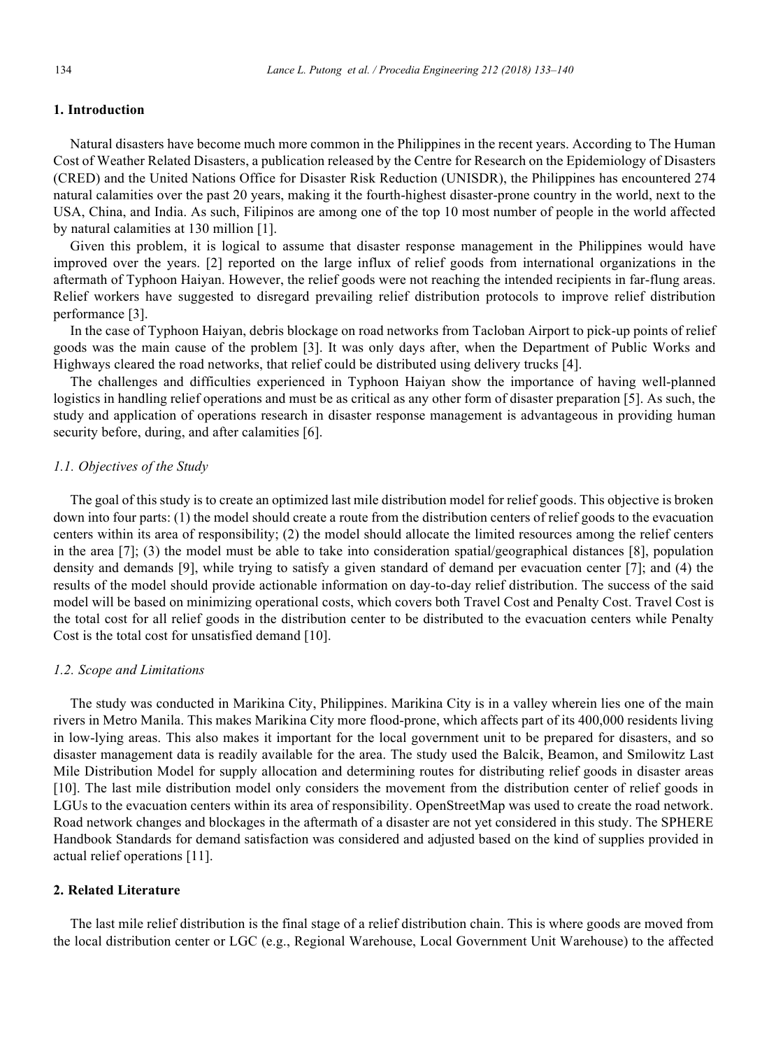## 1. Introduction

Natural disasters have become much more common in the Philippines in the recent years. According to The Human Cost of Weather Related Disasters, a publication released by the Centre for Research on the Epidemiology of Disasters (CRED) and the United Nations Office for Disaster Risk Reduction (UNISDR), the Philippines has encountered 274 natural calamities over the past 20 years, making it the fourth-highest disaster-prone country in the world, next to the USA, China, and India. As such, Filipinos are among one of the top 10 most number of people in the world affected by natural calamities at 130 million [1].

Given this problem, it is logical to assume that disaster response management in the Philippines would have improved over the years. [2] reported on the large influx of relief goods from international organizations in the aftermath of Typhoon Haiyan. However, the relief goods were not reaching the intended recipients in far-flung areas. Relief workers have suggested to disregard prevailing relief distribution protocols to improve relief distribution performance [3].

In the case of Typhoon Haiyan, debris blockage on road networks from Tacloban Airport to pick-up points of relief goods was the main cause of the problem [3]. It was only days after, when the Department of Public Works and Highways cleared the road networks, that relief could be distributed using delivery trucks [4].

The challenges and difficulties experienced in Typhoon Haiyan show the importance of having well-planned logistics in handling relief operations and must be as critical as any other form of disaster preparation [5]. As such, the study and application of operations research in disaster response management is advantageous in providing human security before, during, and after calamities [6].

### *1.1. Objectives of the Study*

The goal of this study is to create an optimized last mile distribution model for relief goods. This objective is broken down into four parts: (1) the model should create a route from the distribution centers of relief goods to the evacuation centers within its area of responsibility; (2) the model should allocate the limited resources among the relief centers in the area [7]; (3) the model must be able to take into consideration spatial/geographical distances [8], population density and demands [9], while trying to satisfy a given standard of demand per evacuation center [7]; and (4) the results of the model should provide actionable information on day-to-day relief distribution. The success of the said model will be based on minimizing operational costs, which covers both Travel Cost and Penalty Cost. Travel Cost is the total cost for all relief goods in the distribution center to be distributed to the evacuation centers while Penalty Cost is the total cost for unsatisfied demand [10].

### *1.2. Scope and Limitations*

The study was conducted in Marikina City, Philippines. Marikina City is in a valley wherein lies one of the main rivers in Metro Manila. This makes Marikina City more flood-prone, which affects part of its 400,000 residents living in low-lying areas. This also makes it important for the local government unit to be prepared for disasters, and so disaster management data is readily available for the area. The study used the Balcik, Beamon, and Smilowitz Last Mile Distribution Model for supply allocation and determining routes for distributing relief goods in disaster areas [10]. The last mile distribution model only considers the movement from the distribution center of relief goods in LGUs to the evacuation centers within its area of responsibility. OpenStreetMap was used to create the road network. Road network changes and blockages in the aftermath of a disaster are not yet considered in this study. The SPHERE Handbook Standards for demand satisfaction was considered and adjusted based on the kind of supplies provided in actual relief operations [11].

## 2. Related Literature

The last mile relief distribution is the final stage of a relief distribution chain. This is where goods are moved from the local distribution center or LGC (e.g., Regional Warehouse, Local Government Unit Warehouse) to the affected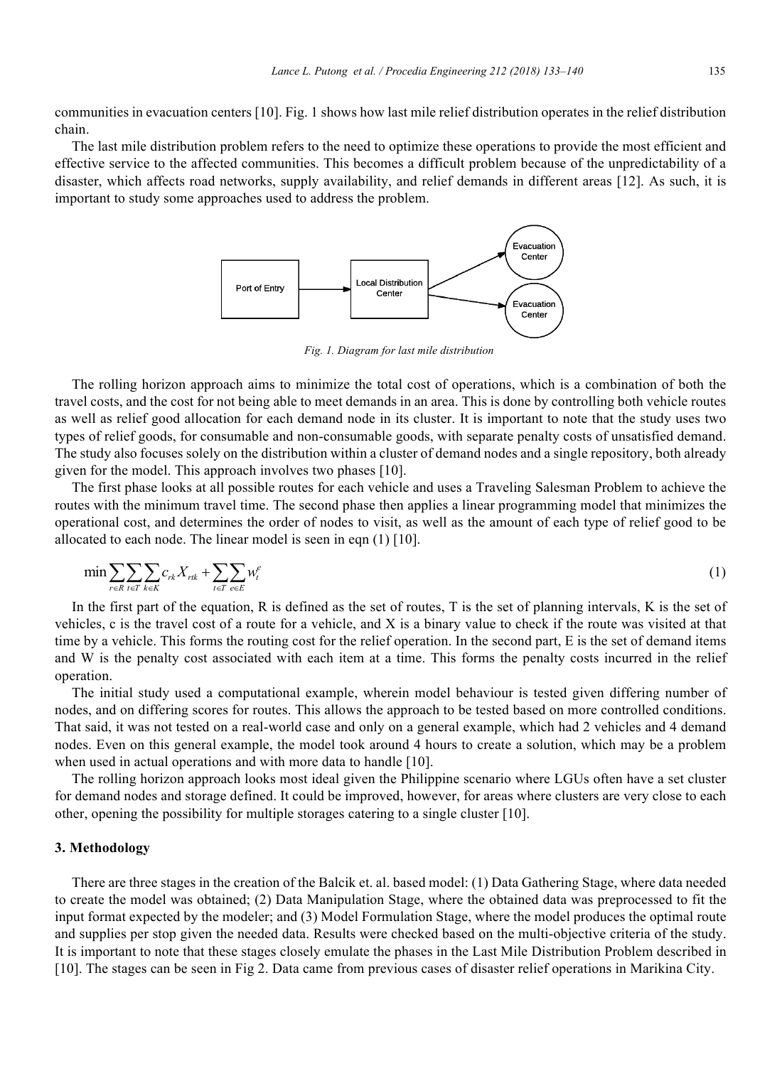communities in evacuation centers [10]. Fig. 1 shows how last mile relief distribution operates in the relief distribution chain.

The last mile distribution problem refers to the need to optimize these operations to provide the most efficient and effective service to the affected communities. This becomes a difficult problem because of the unpredictability of a disaster, which affects road networks, supply availability, and relief demands in different areas [12]. As such, it is important to study some approaches used to address the problem.

*Fig. 1. Diagram for last mile distribution*

The rolling horizon approach aims to minimize the total cost of operations, which is a combination of both the travel costs, and the cost for not being able to meet demands in an area. This is done by controlling both vehicle routes as well as relief good allocation for each demand node in its cluster. It is important to note that the study uses two types of relief goods, for consumable and non-consumable goods, with separate penalty costs of unsatisfied demand. The study also focuses solely on the distribution within a cluster of demand nodes and a single repository, both already given for the model. This approach involves two phases [10].

The first phase looks at all possible routes for each vehicle and uses a Traveling Salesman Problem to achieve the routes with the minimum travel time. The second phase then applies a linear programming model that minimizes the operational cost, and determines the order of nodes to visit, as well as the amount of each type of relief good to be allocated to each node. The linear model is seen in eqn (1) [10].

$$\min \sum_{r\in R}\sum_{t\in T}\sum_{k\in K} c_{rk} X_{rtk} + \sum_{t\in T}\sum_{e\in E} w_t^e \tag{1}$$

In the first part of the equation, R is defined as the set of routes, T is the set of planning intervals, K is the set of vehicles, c is the travel cost of a route for a vehicle, and X is a binary value to check if the route was visited at that time by a vehicle. This forms the routing cost for the relief operation. In the second part, E is the set of demand items and W is the penalty cost associated with each item at a time. This forms the penalty costs incurred in the relief operation.

The initial study used a computational example, wherein model behaviour is tested given differing number of nodes, and on differing scores for routes. This allows the approach to be tested based on more controlled conditions. That said, it was not tested on a real-world case and only on a general example, which had 2 vehicles and 4 demand nodes. Even on this general example, the model took around 4 hours to create a solution, which may be a problem when used in actual operations and with more data to handle [10].

The rolling horizon approach looks most ideal given the Philippine scenario where LGUs often have a set cluster for demand nodes and storage defined. It could be improved, however, for areas where clusters are very close to each other, opening the possibility for multiple storages catering to a single cluster [10].

## 3. Methodology

There are three stages in the creation of the Balcik et. al. based model: (1) Data Gathering Stage, where data needed to create the model was obtained; (2) Data Manipulation Stage, where the obtained data was preprocessed to fit the input format expected by the modeler; and (3) Model Formulation Stage, where the model produces the optimal route and supplies per stop given the needed data. Results were checked based on the multi-objective criteria of the study. It is important to note that these stages closely emulate the phases in the Last Mile Distribution Problem described in [10]. The stages can be seen in Fig 2. Data came from previous cases of disaster relief operations in Marikina City.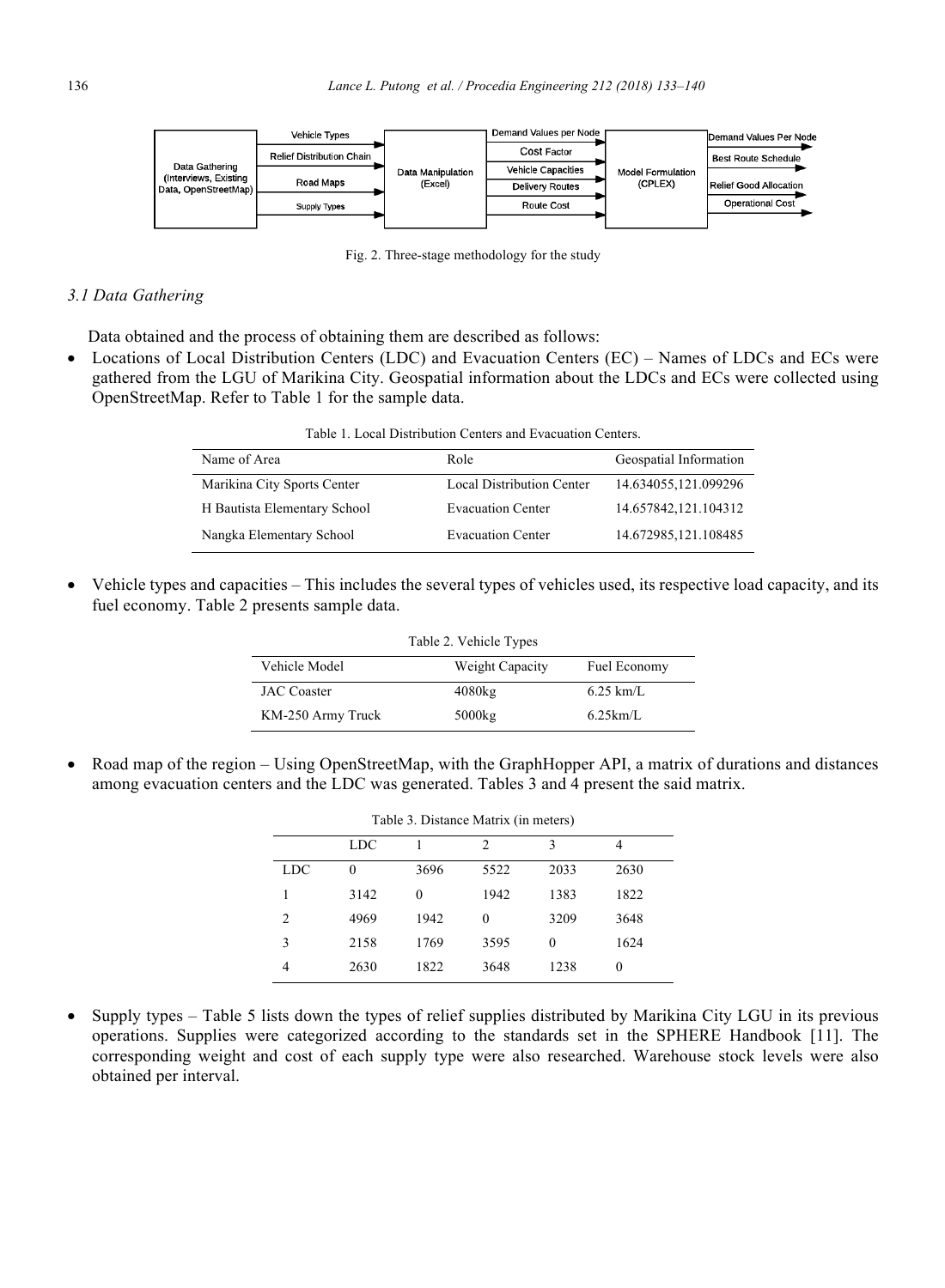Fig. 2. Three-stage methodology for the study

### 3.1 Data Gathering

Data obtained and the process of obtaining them are described as follows:

- Locations of Local Distribution Centers (LDC) and Evacuation Centers (EC) – Names of LDCs and ECs were gathered from the LGU of Marikina City. Geospatial information about the LDCs and ECs were collected using OpenStreetMap. Refer to Table 1 for the sample data.

Table 1. Local Distribution Centers and Evacuation Centers.

| Name of Area | Role | Geospatial Information |
|---|---|---|
| Marikina City Sports Center | Local Distribution Center | 14.634055,121.099296 |
| H Bautista Elementary School | Evacuation Center | 14.657842,121.104312 |
| Nangka Elementary School | Evacuation Center | 14.672985,121.108485 |

- Vehicle types and capacities – This includes the several types of vehicles used, its respective load capacity, and its fuel economy. Table 2 presents sample data.

Table 2. Vehicle Types

| Vehicle Model | Weight Capacity | Fuel Economy |
|---|---|---|
| JAC Coaster | 4080kg | 6.25 km/L |
| KM-250 Army Truck | 5000kg | 6.25km/L |

- Road map of the region – Using OpenStreetMap, with the GraphHopper API, a matrix of durations and distances among evacuation centers and the LDC was generated. Tables 3 and 4 present the said matrix.

Table 3. Distance Matrix (in meters)

| | LDC | 1 | 2 | 3 | 4 |
|---|---|---|---|---|---|
| LDC | 0 | 3696 | 5522 | 2033 | 2630 |
| 1 | 3142 | 0 | 1942 | 1383 | 1822 |
| 2 | 4969 | 1942 | 0 | 3209 | 3648 |
| 3 | 2158 | 1769 | 3595 | 0 | 1624 |
| 4 | 2630 | 1822 | 3648 | 1238 | 0 |

- Supply types – Table 5 lists down the types of relief supplies distributed by Marikina City LGU in its previous operations. Supplies were categorized according to the standards set in the SPHERE Handbook [11]. The corresponding weight and cost of each supply type were also researched. Warehouse stock levels were also obtained per interval.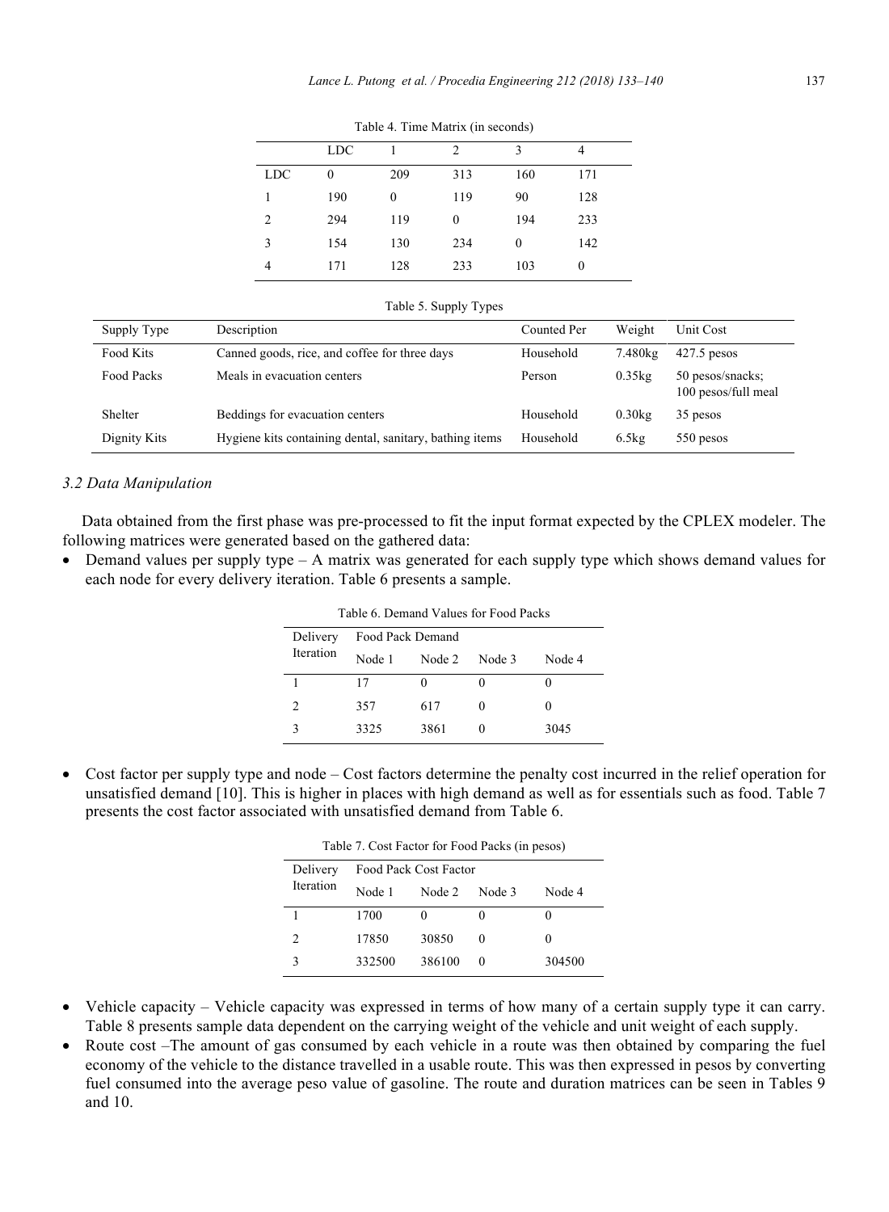Table 4. Time Matrix (in seconds)

| | LDC | 1 | 2 | 3 | 4 |
|---|---|---|---|---|---|
| LDC | 0 | 209 | 313 | 160 | 171 |
| 1 | 190 | 0 | 119 | 90 | 128 |
| 2 | 294 | 119 | 0 | 194 | 233 |
| 3 | 154 | 130 | 234 | 0 | 142 |
| 4 | 171 | 128 | 233 | 103 | 0 |

Table 5. Supply Types

| Supply Type | Description | Counted Per | Weight | Unit Cost |
|---|---|---|---|---|
| Food Kits | Canned goods, rice, and coffee for three days | Household | 7.480kg | 427.5 pesos |
| Food Packs | Meals in evacuation centers | Person | 0.35kg | 50 pesos/snacks; 100 pesos/full meal |
| Shelter | Beddings for evacuation centers | Household | 0.30kg | 35 pesos |
| Dignity Kits | Hygiene kits containing dental, sanitary, bathing items | Household | 6.5kg | 550 pesos |

### *3.2 Data Manipulation*

Data obtained from the first phase was pre-processed to fit the input format expected by the CPLEX modeler. The following matrices were generated based on the gathered data:

- Demand values per supply type – A matrix was generated for each supply type which shows demand values for each node for every delivery iteration. Table 6 presents a sample.

Table 6. Demand Values for Food Packs

| Delivery Iteration | Food Pack Demand | | | |
|---|---|---|---|---|
| | Node 1 | Node 2 | Node 3 | Node 4 |
| 1 | 17 | 0 | 0 | 0 |
| 2 | 357 | 617 | 0 | 0 |
| 3 | 3325 | 3861 | 0 | 3045 |

- Cost factor per supply type and node – Cost factors determine the penalty cost incurred in the relief operation for unsatisfied demand [10]. This is higher in places with high demand as well as for essentials such as food. Table 7 presents the cost factor associated with unsatisfied demand from Table 6.

Table 7. Cost Factor for Food Packs (in pesos)

| Delivery Iteration | Food Pack Cost Factor | | | |
|---|---|---|---|---|
| | Node 1 | Node 2 | Node 3 | Node 4 |
| 1 | 1700 | 0 | 0 | 0 |
| 2 | 17850 | 30850 | 0 | 0 |
| 3 | 332500 | 386100 | 0 | 304500 |

- Vehicle capacity – Vehicle capacity was expressed in terms of how many of a certain supply type it can carry. Table 8 presents sample data dependent on the carrying weight of the vehicle and unit weight of each supply.
- Route cost –The amount of gas consumed by each vehicle in a route was then obtained by comparing the fuel economy of the vehicle to the distance travelled in a usable route. This was then expressed in pesos by converting fuel consumed into the average peso value of gasoline. The route and duration matrices can be seen in Tables 9 and 10.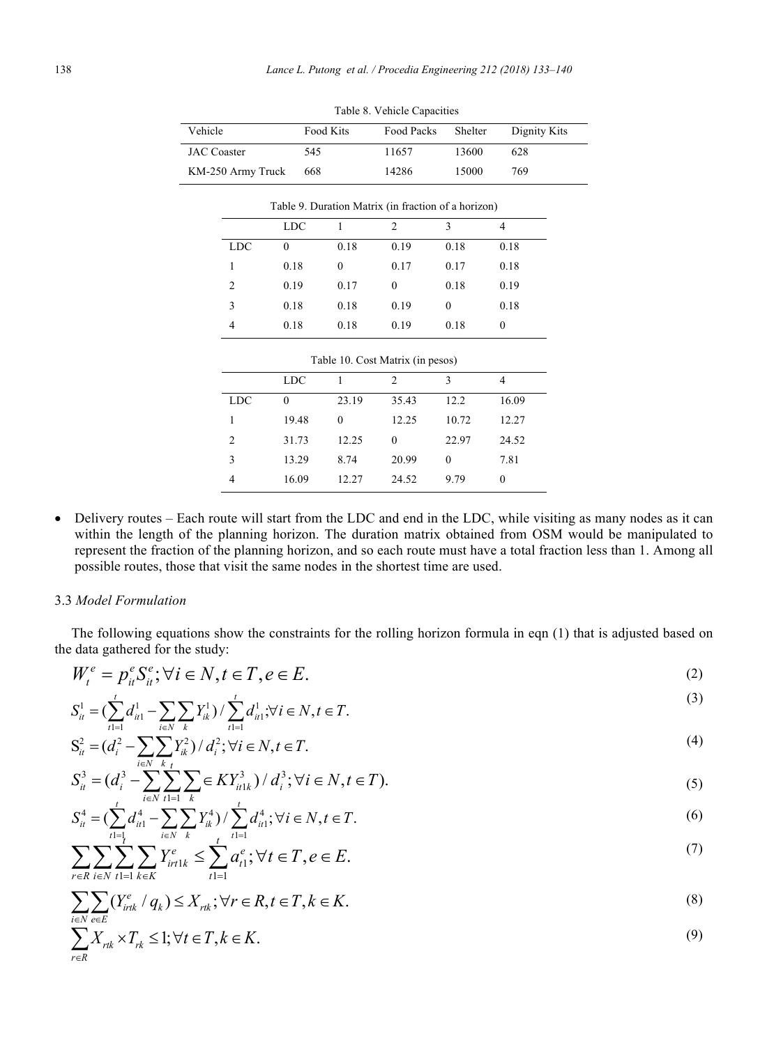Table 8. Vehicle Capacities

| Vehicle | Food Kits | Food Packs | Shelter | Dignity Kits |
|---|---|---|---|---|
| JAC Coaster | 545 | 11657 | 13600 | 628 |
| KM-250 Army Truck | 668 | 14286 | 15000 | 769 |

Table 9. Duration Matrix (in fraction of a horizon)

| | LDC | 1 | 2 | 3 | 4 |
|---|---|---|---|---|---|
| LDC | 0 | 0.18 | 0.19 | 0.18 | 0.18 |
| 1 | 0.18 | 0 | 0.17 | 0.17 | 0.18 |
| 2 | 0.19 | 0.17 | 0 | 0.18 | 0.19 |
| 3 | 0.18 | 0.18 | 0.19 | 0 | 0.18 |
| 4 | 0.18 | 0.18 | 0.19 | 0.18 | 0 |

Table 10. Cost Matrix (in pesos)

| | LDC | 1 | 2 | 3 | 4 |
|---|---|---|---|---|---|
| LDC | 0 | 23.19 | 35.43 | 12.2 | 16.09 |
| 1 | 19.48 | 0 | 12.25 | 10.72 | 12.27 |
| 2 | 31.73 | 12.25 | 0 | 22.97 | 24.52 |
| 3 | 13.29 | 8.74 | 20.99 | 0 | 7.81 |
| 4 | 16.09 | 12.27 | 24.52 | 9.79 | 0 |

- Delivery routes – Each route will start from the LDC and end in the LDC, while visiting as many nodes as it can within the length of the planning horizon. The duration matrix obtained from OSM would be manipulated to represent the fraction of the planning horizon, and so each route must have a total fraction less than 1. Among all possible routes, those that visit the same nodes in the shortest time are used.

### 3.3 *Model Formulation*

The following equations show the constraints for the rolling horizon formula in eqn (1) that is adjusted based on the data gathered for the study:

$$W_t^e = p_{it}^e S_{it}^e; \forall i \in N, t \in T, e \in E. \tag{2}$$

$$S_{it}^1 = (\sum_{t1=1}^{t} d_{it1}^1 - \sum_{i \in N} \sum_{k} Y_{ik}^1) / \sum_{t1=1}^{t} d_{it1}^1; \forall i \in N, t \in T. \tag{3}$$

$$\mathrm{S}_{it}^2 = (d_i^2 - \sum_{i \in N} \sum_{k} Y_{ik}^2) / d_i^2; \forall i \in N, t \in T. \tag{4}$$

$$S_{it}^3 = (d_i^3 - \sum_{i \in N} \sum_{t1=1}^{t} \sum_{k} \in KY_{it1k}^3) / d_i^3; \forall i \in N, t \in T). \tag{5}$$

$$S_{it}^4 = (\sum_{t1=1}^{t} d_{it1}^4 - \sum_{i \in N} \sum_{k} Y_{ik}^4) / \sum_{t1=1}^{t} d_{it1}^4; \forall i \in N, t \in T. \tag{6}$$

$$\sum_{r \in R} \sum_{i \in N} \sum_{t1=1}^{t} \sum_{k \in K} Y_{irt1k}^e \leq \sum_{t1=1}^{t} a_{t1}^e; \forall t \in T, e \in E. \tag{7}$$

$$\sum_{i \in N} \sum_{e \in E} (Y_{irtk}^e / q_k) \leq X_{rtk}; \forall r \in R, t \in T, k \in K. \tag{8}$$

$$\sum_{r \in R} X_{rtk} \times T_{rk} \leq 1; \forall t \in T, k \in K. \tag{9}$$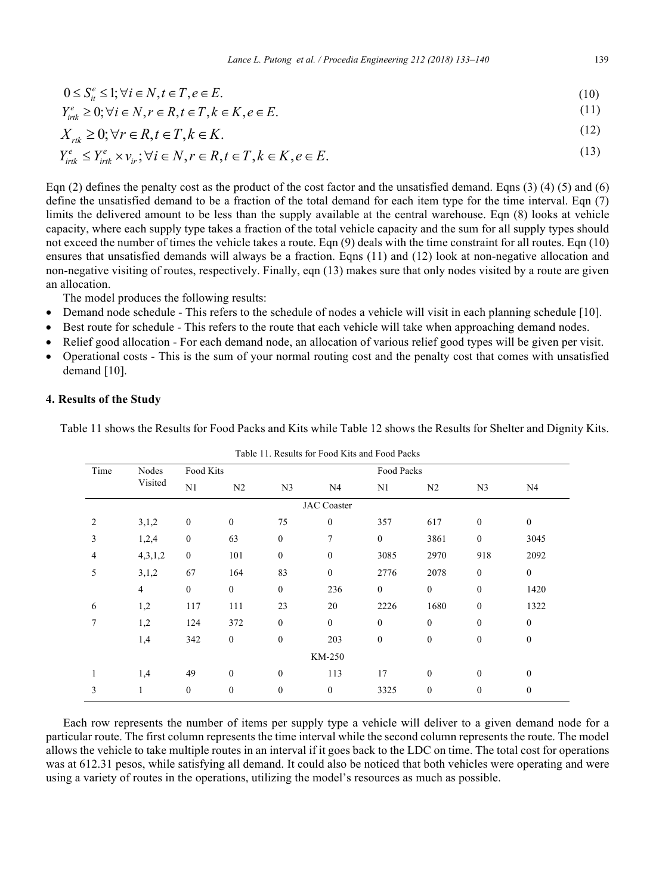$$0 \le S_{it}^{e} \le 1; \forall i \in N, t \in T, e \in E. \tag{10}$$

$$Y_{irtk}^{e} \ge 0; \forall i \in N, r \in R, t \in T, k \in K, e \in E. \tag{11}$$

$$X_{rtk} \ge 0; \forall r \in R, t \in T, k \in K. \tag{12}$$

$$Y_{irtk}^{e} \le Y_{irtk}^{e} \times v_{ir}; \forall i \in N, r \in R, t \in T, k \in K, e \in E. \tag{13}$$

Eqn (2) defines the penalty cost as the product of the cost factor and the unsatisfied demand. Eqns (3) (4) (5) and (6) define the unsatisfied demand to be a fraction of the total demand for each item type for the time interval. Eqn (7) limits the delivered amount to be less than the supply available at the central warehouse. Eqn (8) looks at vehicle capacity, where each supply type takes a fraction of the total vehicle capacity and the sum for all supply types should not exceed the number of times the vehicle takes a route. Eqn (9) deals with the time constraint for all routes. Eqn (10) ensures that unsatisfied demands will always be a fraction. Eqns (11) and (12) look at non-negative allocation and non-negative visiting of routes, respectively. Finally, eqn (13) makes sure that only nodes visited by a route are given an allocation.

The model produces the following results:

- Demand node schedule - This refers to the schedule of nodes a vehicle will visit in each planning schedule [10].
- Best route for schedule - This refers to the route that each vehicle will take when approaching demand nodes.
- Relief good allocation - For each demand node, an allocation of various relief good types will be given per visit.
- Operational costs - This is the sum of your normal routing cost and the penalty cost that comes with unsatisfied demand [10].

## 4. Results of the Study

Table 11 shows the Results for Food Packs and Kits while Table 12 shows the Results for Shelter and Dignity Kits.

Table 11. Results for Food Kits and Food Packs

| Time | Nodes Visited | Food Kits | | | | Food Packs | | | |
|---|---|---|---|---|---|---|---|---|---|
| | | N1 | N2 | N3 | N4 | N1 | N2 | N3 | N4 |
| | | | | | JAC Coaster | | | | |
| 2 | 3,1,2 | 0 | 0 | 75 | 0 | 357 | 617 | 0 | 0 |
| 3 | 1,2,4 | 0 | 63 | 0 | 7 | 0 | 3861 | 0 | 3045 |
| 4 | 4,3,1,2 | 0 | 101 | 0 | 0 | 3085 | 2970 | 918 | 2092 |
| 5 | 3,1,2 | 67 | 164 | 83 | 0 | 2776 | 2078 | 0 | 0 |
| | 4 | 0 | 0 | 0 | 236 | 0 | 0 | 0 | 1420 |
| 6 | 1,2 | 117 | 111 | 23 | 20 | 2226 | 1680 | 0 | 1322 |
| 7 | 1,2 | 124 | 372 | 0 | 0 | 0 | 0 | 0 | 0 |
| | 1,4 | 342 | 0 | 0 | 203 | 0 | 0 | 0 | 0 |
| | | | | | KM-250 | | | | |
| 1 | 1,4 | 49 | 0 | 0 | 113 | 17 | 0 | 0 | 0 |
| 3 | 1 | 0 | 0 | 0 | 0 | 3325 | 0 | 0 | 0 |

Each row represents the number of items per supply type a vehicle will deliver to a given demand node for a particular route. The first column represents the time interval while the second column represents the route. The model allows the vehicle to take multiple routes in an interval if it goes back to the LDC on time. The total cost for operations was at 612.31 pesos, while satisfying all demand. It could also be noticed that both vehicles were operating and were using a variety of routes in the operations, utilizing the model's resources as much as possible.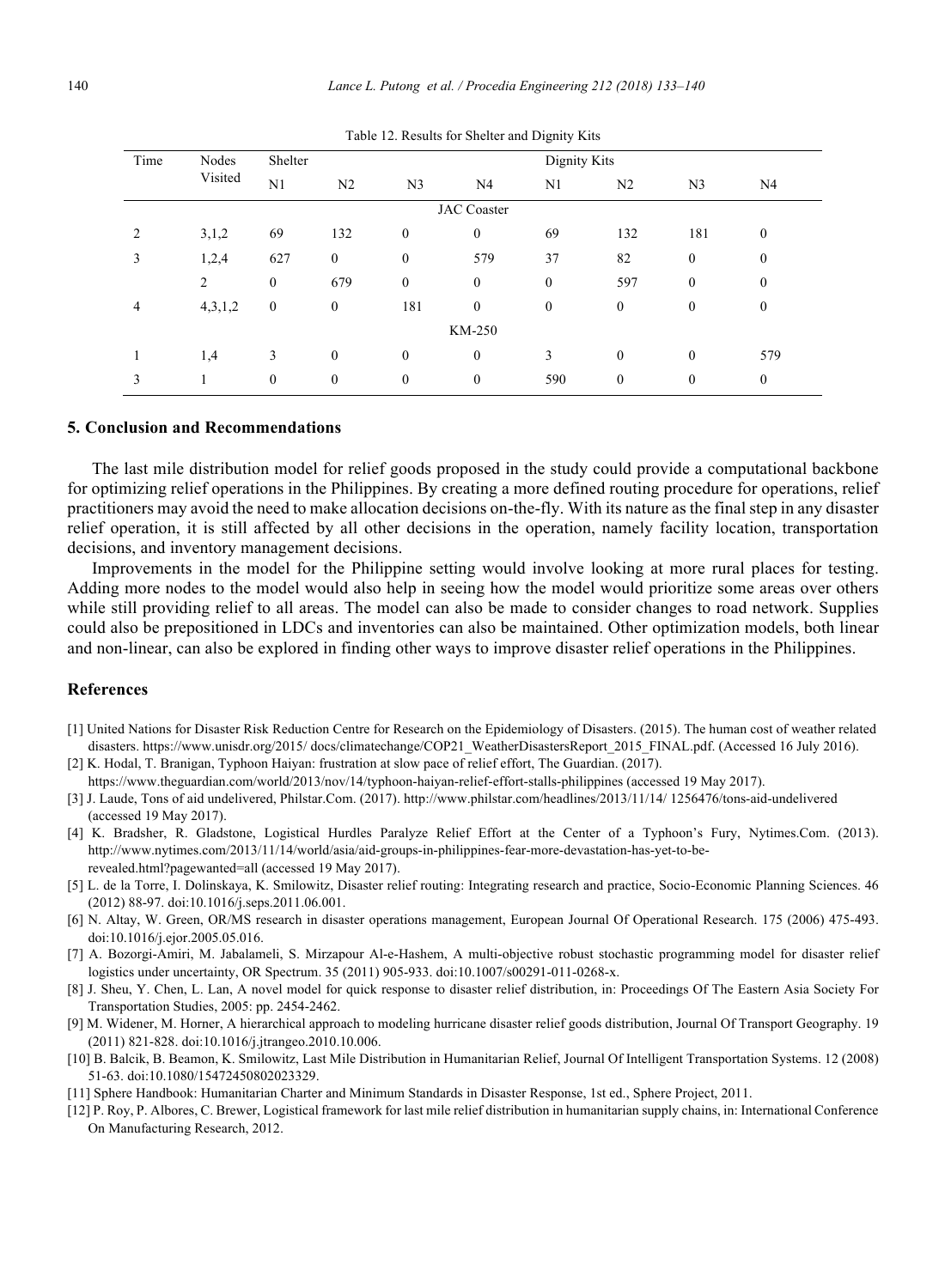Table 12. Results for Shelter and Dignity Kits

| Time | Nodes Visited | Shelter | | | | Dignity Kits | | | |
|---|---|---|---|---|---|---|---|---|---|
| | | N1 | N2 | N3 | N4 | N1 | N2 | N3 | N4 |
| | | | | | JAC Coaster | | | | |
| 2 | 3,1,2 | 69 | 132 | 0 | 0 | 69 | 132 | 181 | 0 |
| 3 | 1,2,4 | 627 | 0 | 0 | 579 | 37 | 82 | 0 | 0 |
| | 2 | 0 | 679 | 0 | 0 | 0 | 597 | 0 | 0 |
| 4 | 4,3,1,2 | 0 | 0 | 181 | 0 | 0 | 0 | 0 | 0 |
| | | | | | KM-250 | | | | |
| 1 | 1,4 | 3 | 0 | 0 | 0 | 3 | 0 | 0 | 579 |
| 3 | 1 | 0 | 0 | 0 | 0 | 590 | 0 | 0 | 0 |

## 5. Conclusion and Recommendations

The last mile distribution model for relief goods proposed in the study could provide a computational backbone for optimizing relief operations in the Philippines. By creating a more defined routing procedure for operations, relief practitioners may avoid the need to make allocation decisions on-the-fly. With its nature as the final step in any disaster relief operation, it is still affected by all other decisions in the operation, namely facility location, transportation decisions, and inventory management decisions.

Improvements in the model for the Philippine setting would involve looking at more rural places for testing. Adding more nodes to the model would also help in seeing how the model would prioritize some areas over others while still providing relief to all areas. The model can also be made to consider changes to road network. Supplies could also be prepositioned in LDCs and inventories can also be maintained. Other optimization models, both linear and non-linear, can also be explored in finding other ways to improve disaster relief operations in the Philippines.

## References

[1] United Nations for Disaster Risk Reduction Centre for Research on the Epidemiology of Disasters. (2015). The human cost of weather related disasters. https://www.unisdr.org/2015/ docs/climatechange/COP21_WeatherDisastersReport_2015_FINAL.pdf. (Accessed 16 July 2016).

[2] K. Hodal, T. Branigan, Typhoon Haiyan: frustration at slow pace of relief effort, The Guardian. (2017). https://www.theguardian.com/world/2013/nov/14/typhoon-haiyan-relief-effort-stalls-philippines (accessed 19 May 2017).

[3] J. Laude, Tons of aid undelivered, Philstar.Com. (2017). http://www.philstar.com/headlines/2013/11/14/ 1256476/tons-aid-undelivered (accessed 19 May 2017).

[4] K. Bradsher, R. Gladstone, Logistical Hurdles Paralyze Relief Effort at the Center of a Typhoon's Fury, Nytimes.Com. (2013). http://www.nytimes.com/2013/11/14/world/asia/aid-groups-in-philippines-fear-more-devastation-has-yet-to-be-revealed.html?pagewanted=all (accessed 19 May 2017).

[5] L. de la Torre, I. Dolinskaya, K. Smilowitz, Disaster relief routing: Integrating research and practice, Socio-Economic Planning Sciences. 46 (2012) 88-97. doi:10.1016/j.seps.2011.06.001.

[6] N. Altay, W. Green, OR/MS research in disaster operations management, European Journal Of Operational Research. 175 (2006) 475-493. doi:10.1016/j.ejor.2005.05.016.

[7] A. Bozorgi-Amiri, M. Jabalameli, S. Mirzapour Al-e-Hashem, A multi-objective robust stochastic programming model for disaster relief logistics under uncertainty, OR Spectrum. 35 (2011) 905-933. doi:10.1007/s00291-011-0268-x.

[8] J. Sheu, Y. Chen, L. Lan, A novel model for quick response to disaster relief distribution, in: Proceedings Of The Eastern Asia Society For Transportation Studies, 2005: pp. 2454-2462.

[9] M. Widener, M. Horner, A hierarchical approach to modeling hurricane disaster relief goods distribution, Journal Of Transport Geography. 19 (2011) 821-828. doi:10.1016/j.jtrangeo.2010.10.006.

[10] B. Balcik, B. Beamon, K. Smilowitz, Last Mile Distribution in Humanitarian Relief, Journal Of Intelligent Transportation Systems. 12 (2008) 51-63. doi:10.1080/15472450802023329.

[11] Sphere Handbook: Humanitarian Charter and Minimum Standards in Disaster Response, 1st ed., Sphere Project, 2011.

[12] P. Roy, P. Albores, C. Brewer, Logistical framework for last mile relief distribution in humanitarian supply chains, in: International Conference On Manufacturing Research, 2012.